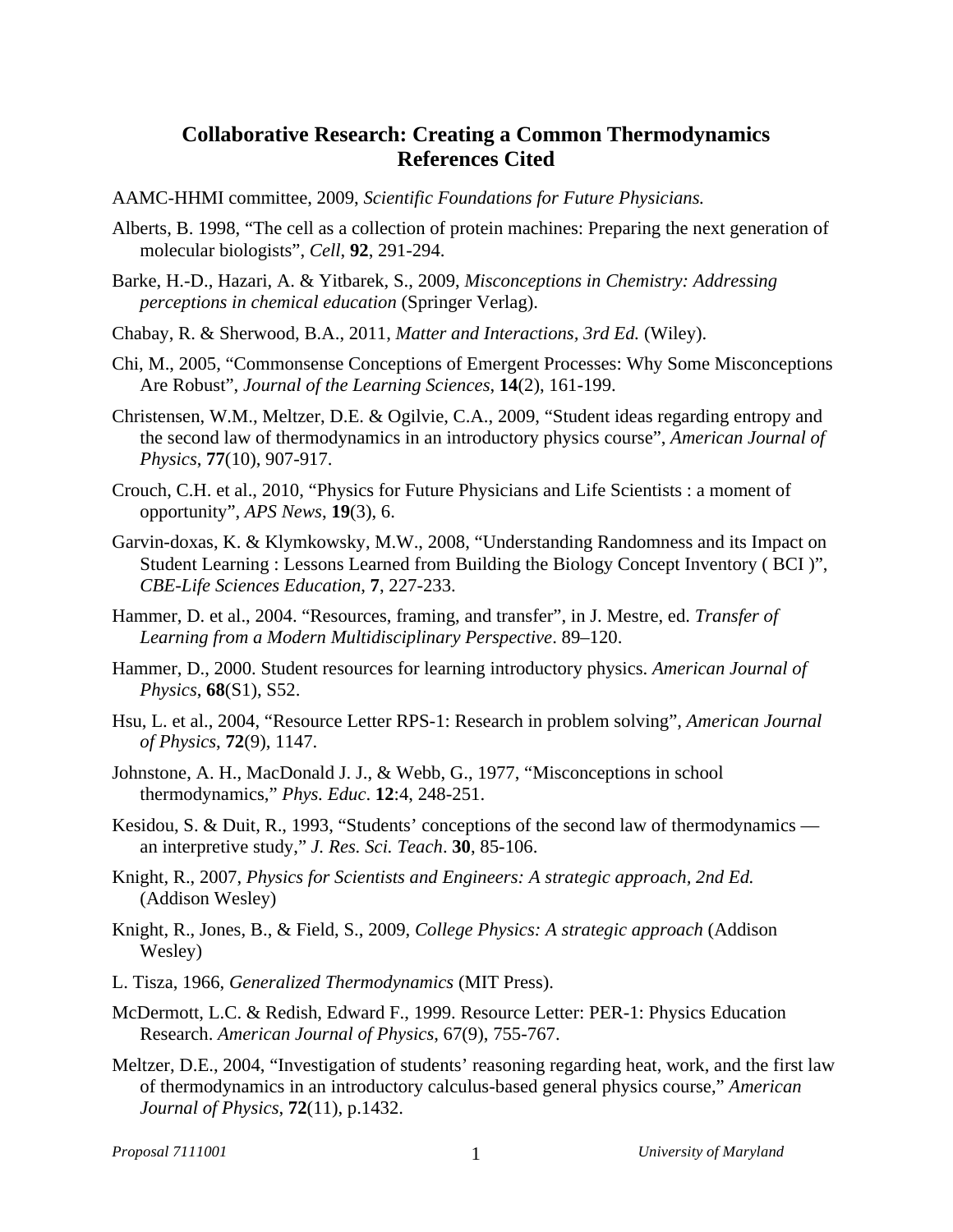# Collaborative Research: Creating a Common Thermodynamics
## References Cited

AAMC-HHMI committee, 2009, *Scientific Foundations for Future Physicians.*

Alberts, B. 1998, "The cell as a collection of protein machines: Preparing the next generation of molecular biologists", *Cell*, **92**, 291-294.

Barke, H.-D., Hazari, A. & Yitbarek, S., 2009, *Misconceptions in Chemistry: Addressing perceptions in chemical education* (Springer Verlag).

Chabay, R. & Sherwood, B.A., 2011, *Matter and Interactions, 3rd Ed.* (Wiley).

Chi, M., 2005, "Commonsense Conceptions of Emergent Processes: Why Some Misconceptions Are Robust", *Journal of the Learning Sciences*, **14**(2), 161-199.

Christensen, W.M., Meltzer, D.E. & Ogilvie, C.A., 2009, "Student ideas regarding entropy and the second law of thermodynamics in an introductory physics course", *American Journal of Physics*, **77**(10), 907-917.

Crouch, C.H. et al., 2010, "Physics for Future Physicians and Life Scientists : a moment of opportunity", *APS News*, **19**(3), 6.

Garvin-doxas, K. & Klymkowsky, M.W., 2008, "Understanding Randomness and its Impact on Student Learning : Lessons Learned from Building the Biology Concept Inventory ( BCI )", *CBE-Life Sciences Education*, **7**, 227-233.

Hammer, D. et al., 2004. "Resources, framing, and transfer", in J. Mestre, ed. *Transfer of Learning from a Modern Multidisciplinary Perspective*. 89–120.

Hammer, D., 2000. Student resources for learning introductory physics. *American Journal of Physics*, **68**(S1), S52.

Hsu, L. et al., 2004, "Resource Letter RPS-1: Research in problem solving", *American Journal of Physics*, **72**(9), 1147.

Johnstone, A. H., MacDonald J. J., & Webb, G., 1977, "Misconceptions in school thermodynamics," *Phys. Educ*. **12**:4, 248-251.

Kesidou, S. & Duit, R., 1993, "Students' conceptions of the second law of thermodynamics — an interpretive study," *J. Res. Sci. Teach*. **30**, 85-106.

Knight, R., 2007, *Physics for Scientists and Engineers: A strategic approach, 2nd Ed.* (Addison Wesley)

Knight, R., Jones, B., & Field, S., 2009, *College Physics: A strategic approach* (Addison Wesley)

L. Tisza, 1966, *Generalized Thermodynamics* (MIT Press).

McDermott, L.C. & Redish, Edward F., 1999. Resource Letter: PER-1: Physics Education Research. *American Journal of Physics*, 67(9), 755-767.

Meltzer, D.E., 2004, "Investigation of students' reasoning regarding heat, work, and the first law of thermodynamics in an introductory calculus-based general physics course," *American Journal of Physics*, **72**(11), p.1432.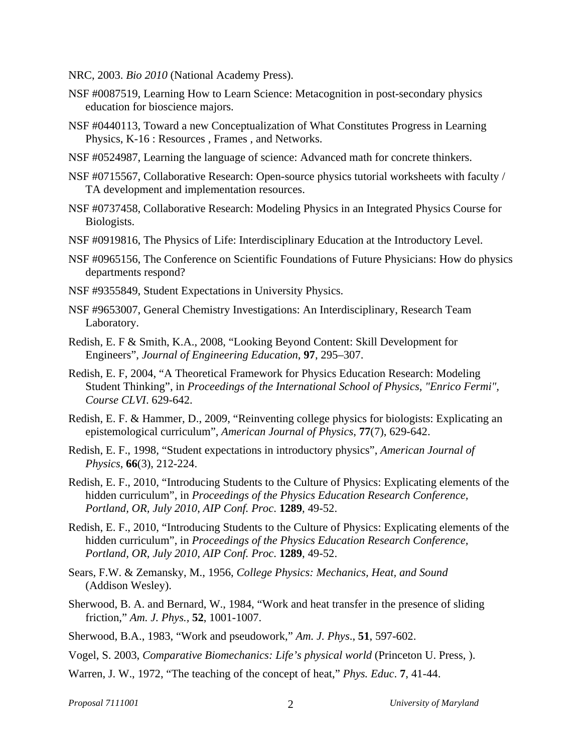NRC, 2003. *Bio 2010* (National Academy Press).

NSF #0087519, Learning How to Learn Science: Metacognition in post-secondary physics education for bioscience majors.

NSF #0440113, Toward a new Conceptualization of What Constitutes Progress in Learning Physics, K-16 : Resources , Frames , and Networks.

NSF #0524987, Learning the language of science: Advanced math for concrete thinkers.

NSF #0715567, Collaborative Research: Open-source physics tutorial worksheets with faculty / TA development and implementation resources.

NSF #0737458, Collaborative Research: Modeling Physics in an Integrated Physics Course for Biologists.

NSF #0919816, The Physics of Life: Interdisciplinary Education at the Introductory Level.

NSF #0965156, The Conference on Scientific Foundations of Future Physicians: How do physics departments respond?

NSF #9355849, Student Expectations in University Physics.

NSF #9653007, General Chemistry Investigations: An Interdisciplinary, Research Team Laboratory.

Redish, E. F & Smith, K.A., 2008, "Looking Beyond Content: Skill Development for Engineers", *Journal of Engineering Education*, **97**, 295–307.

Redish, E. F, 2004, "A Theoretical Framework for Physics Education Research: Modeling Student Thinking", in *Proceedings of the International School of Physics, "Enrico Fermi", Course CLVI*. 629-642.

Redish, E. F. & Hammer, D., 2009, "Reinventing college physics for biologists: Explicating an epistemological curriculum", *American Journal of Physics*, **77**(7), 629-642.

Redish, E. F., 1998, "Student expectations in introductory physics", *American Journal of Physics*, **66**(3), 212-224.

Redish, E. F., 2010, "Introducing Students to the Culture of Physics: Explicating elements of the hidden curriculum", in *Proceedings of the Physics Education Research Conference, Portland, OR, July 2010, AIP Conf. Proc*. **1289**, 49-52.

Redish, E. F., 2010, "Introducing Students to the Culture of Physics: Explicating elements of the hidden curriculum", in *Proceedings of the Physics Education Research Conference, Portland, OR, July 2010, AIP Conf. Proc*. **1289**, 49-52.

Sears, F.W. & Zemansky, M., 1956, *College Physics: Mechanics, Heat, and Sound* (Addison Wesley).

Sherwood, B. A. and Bernard, W., 1984, "Work and heat transfer in the presence of sliding friction," *Am. J. Phys.*, **52**, 1001-1007.

Sherwood, B.A., 1983, "Work and pseudowork," *Am. J. Phys*., **51**, 597-602.

Vogel, S. 2003, *Comparative Biomechanics: Life's physical world* (Princeton U. Press, ).

Warren, J. W., 1972, "The teaching of the concept of heat," *Phys. Educ*. **7**, 41-44.